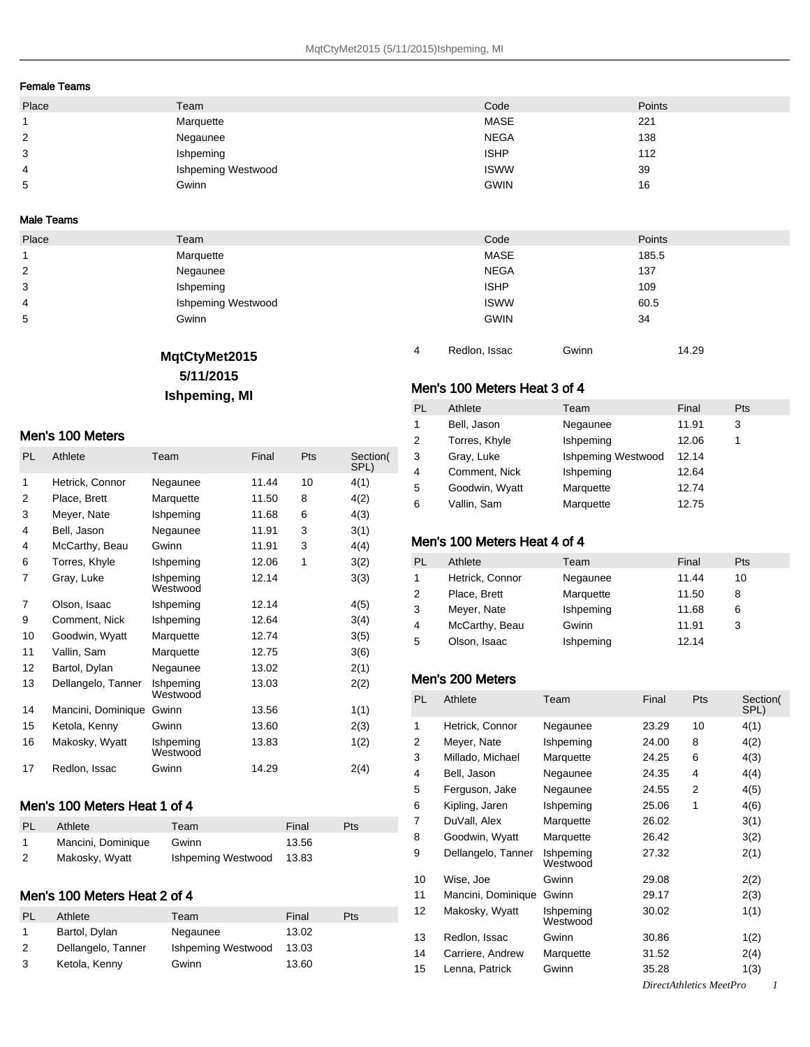#### Female Teams

| Place | Team | Code | Points |
|---|---|---|---|
| 1 | Marquette | MASE | 221 |
| 2 | Negaunee | NEGA | 138 |
| 3 | Ishpeming | ISHP | 112 |
| 4 | Ishpeming Westwood | ISWW | 39 |
| 5 | Gwinn | GWIN | 16 |

#### Male Teams

| Place | Team | Code | Points |
|---|---|---|---|
| 1 | Marquette | MASE | 185.5 |
| 2 | Negaunee | NEGA | 137 |
| 3 | Ishpeming | ISHP | 109 |
| 4 | Ishpeming Westwood | ISWW | 60.5 |
| 5 | Gwinn | GWIN | 34 |

**MqtCtyMet2015**
**5/11/2015**
**Ishpeming, MI**

### Men's 100 Meters

| PL | Athlete | Team | Final | Pts | Section( SPL) |
|---|---|---|---|---|---|
| 1 | Hetrick, Connor | Negaunee | 11.44 | 10 | 4(1) |
| 2 | Place, Brett | Marquette | 11.50 | 8 | 4(2) |
| 3 | Meyer, Nate | Ishpeming | 11.68 | 6 | 4(3) |
| 4 | Bell, Jason | Negaunee | 11.91 | 3 | 3(1) |
| 4 | McCarthy, Beau | Gwinn | 11.91 | 3 | 4(4) |
| 6 | Torres, Khyle | Ishpeming | 12.06 | 1 | 3(2) |
| 7 | Gray, Luke | Ishpeming Westwood | 12.14 | | 3(3) |
| 7 | Olson, Isaac | Ishpeming | 12.14 | | 4(5) |
| 9 | Comment, Nick | Ishpeming | 12.64 | | 3(4) |
| 10 | Goodwin, Wyatt | Marquette | 12.74 | | 3(5) |
| 11 | Vallin, Sam | Marquette | 12.75 | | 3(6) |
| 12 | Bartol, Dylan | Negaunee | 13.02 | | 2(1) |
| 13 | Dellangelo, Tanner | Ishpeming Westwood | 13.03 | | 2(2) |
| 14 | Mancini, Dominique | Gwinn | 13.56 | | 1(1) |
| 15 | Ketola, Kenny | Gwinn | 13.60 | | 2(3) |
| 16 | Makosky, Wyatt | Ishpeming Westwood | 13.83 | | 1(2) |
| 17 | Redlon, Issac | Gwinn | 14.29 | | 2(4) |

### Men's 100 Meters Heat 1 of 4

| PL | Athlete | Team | Final | Pts |
|---|---|---|---|---|
| 1 | Mancini, Dominique | Gwinn | 13.56 | |
| 2 | Makosky, Wyatt | Ishpeming Westwood | 13.83 | |

### Men's 100 Meters Heat 2 of 4

| PL | Athlete | Team | Final | Pts |
|---|---|---|---|---|
| 1 | Bartol, Dylan | Negaunee | 13.02 | |
| 2 | Dellangelo, Tanner | Ishpeming Westwood | 13.03 | |
| 3 | Ketola, Kenny | Gwinn | 13.60 | |
| 4 | Redlon, Issac | Gwinn | 14.29 | |

### Men's 100 Meters Heat 3 of 4

| PL | Athlete | Team | Final | Pts |
|---|---|---|---|---|
| 1 | Bell, Jason | Negaunee | 11.91 | 3 |
| 2 | Torres, Khyle | Ishpeming | 12.06 | 1 |
| 3 | Gray, Luke | Ishpeming Westwood | 12.14 | |
| 4 | Comment, Nick | Ishpeming | 12.64 | |
| 5 | Goodwin, Wyatt | Marquette | 12.74 | |
| 6 | Vallin, Sam | Marquette | 12.75 | |

### Men's 100 Meters Heat 4 of 4

| PL | Athlete | Team | Final | Pts |
|---|---|---|---|---|
| 1 | Hetrick, Connor | Negaunee | 11.44 | 10 |
| 2 | Place, Brett | Marquette | 11.50 | 8 |
| 3 | Meyer, Nate | Ishpeming | 11.68 | 6 |
| 4 | McCarthy, Beau | Gwinn | 11.91 | 3 |
| 5 | Olson, Isaac | Ishpeming | 12.14 | |

### Men's 200 Meters

| PL | Athlete | Team | Final | Pts | Section( SPL) |
|---|---|---|---|---|---|
| 1 | Hetrick, Connor | Negaunee | 23.29 | 10 | 4(1) |
| 2 | Meyer, Nate | Ishpeming | 24.00 | 8 | 4(2) |
| 3 | Millado, Michael | Marquette | 24.25 | 6 | 4(3) |
| 4 | Bell, Jason | Negaunee | 24.35 | 4 | 4(4) |
| 5 | Ferguson, Jake | Negaunee | 24.55 | 2 | 4(5) |
| 6 | Kipling, Jaren | Ishpeming | 25.06 | 1 | 4(6) |
| 7 | DuVall, Alex | Marquette | 26.02 | | 3(1) |
| 8 | Goodwin, Wyatt | Marquette | 26.42 | | 3(2) |
| 9 | Dellangelo, Tanner | Ishpeming Westwood | 27.32 | | 2(1) |
| 10 | Wise, Joe | Gwinn | 29.08 | | 2(2) |
| 11 | Mancini, Dominique | Gwinn | 29.17 | | 2(3) |
| 12 | Makosky, Wyatt | Ishpeming Westwood | 30.02 | | 1(1) |
| 13 | Redlon, Issac | Gwinn | 30.86 | | 1(2) |
| 14 | Carriere, Andrew | Marquette | 31.52 | | 2(4) |
| 15 | Lenna, Patrick | Gwinn | 35.28 | | 1(3) |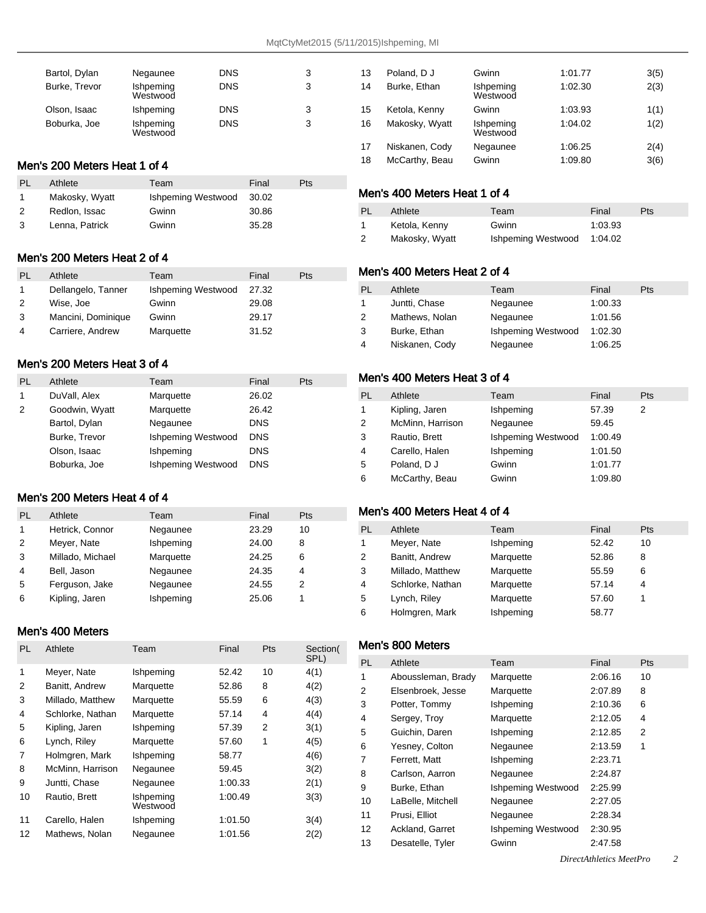| | | | |
|---|---|---|---|
| Bartol, Dylan | Negaunee | DNS | 3 |
| Burke, Trevor | Ishpeming Westwood | DNS | 3 |
| Olson, Isaac | Ishpeming | DNS | 3 |
| Boburka, Joe | Ishpeming Westwood | DNS | 3 |

## Men's 200 Meters Heat 1 of 4

| PL | Athlete | Team | Final | Pts |
|---|---|---|---|---|
| 1 | Makosky, Wyatt | Ishpeming Westwood | 30.02 | |
| 2 | Redlon, Issac | Gwinn | 30.86 | |
| 3 | Lenna, Patrick | Gwinn | 35.28 | |

## Men's 200 Meters Heat 2 of 4

| PL | Athlete | Team | Final | Pts |
|---|---|---|---|---|
| 1 | Dellangelo, Tanner | Ishpeming Westwood | 27.32 | |
| 2 | Wise, Joe | Gwinn | 29.08 | |
| 3 | Mancini, Dominique | Gwinn | 29.17 | |
| 4 | Carriere, Andrew | Marquette | 31.52 | |

## Men's 200 Meters Heat 3 of 4

| PL | Athlete | Team | Final | Pts |
|---|---|---|---|---|
| 1 | DuVall, Alex | Marquette | 26.02 | |
| 2 | Goodwin, Wyatt | Marquette | 26.42 | |
| | Bartol, Dylan | Negaunee | DNS | |
| | Burke, Trevor | Ishpeming Westwood | DNS | |
| | Olson, Isaac | Ishpeming | DNS | |
| | Boburka, Joe | Ishpeming Westwood | DNS | |

## Men's 200 Meters Heat 4 of 4

| PL | Athlete | Team | Final | Pts |
|---|---|---|---|---|
| 1 | Hetrick, Connor | Negaunee | 23.29 | 10 |
| 2 | Meyer, Nate | Ishpeming | 24.00 | 8 |
| 3 | Millado, Michael | Marquette | 24.25 | 6 |
| 4 | Bell, Jason | Negaunee | 24.35 | 4 |
| 5 | Ferguson, Jake | Negaunee | 24.55 | 2 |
| 6 | Kipling, Jaren | Ishpeming | 25.06 | 1 |

## Men's 400 Meters

| PL | Athlete | Team | Final | Pts | Section(SPL) |
|---|---|---|---|---|---|
| 1 | Meyer, Nate | Ishpeming | 52.42 | 10 | 4(1) |
| 2 | Banitt, Andrew | Marquette | 52.86 | 8 | 4(2) |
| 3 | Millado, Matthew | Marquette | 55.59 | 6 | 4(3) |
| 4 | Schlorke, Nathan | Marquette | 57.14 | 4 | 4(4) |
| 5 | Kipling, Jaren | Ishpeming | 57.39 | 2 | 3(1) |
| 6 | Lynch, Riley | Marquette | 57.60 | 1 | 4(5) |
| 7 | Holmgren, Mark | Ishpeming | 58.77 | | 4(6) |
| 8 | McMinn, Harrison | Negaunee | 59.45 | | 3(2) |
| 9 | Juntti, Chase | Negaunee | 1:00.33 | | 2(1) |
| 10 | Rautio, Brett | Ishpeming Westwood | 1:00.49 | | 3(3) |
| 11 | Carello, Halen | Ishpeming | 1:01.50 | | 3(4) |
| 12 | Mathews, Nolan | Negaunee | 1:01.56 | | 2(2) |
| 13 | Poland, D J | Gwinn | 1:01.77 | | 3(5) |
| 14 | Burke, Ethan | Ishpeming Westwood | 1:02.30 | | 2(3) |
| 15 | Ketola, Kenny | Gwinn | 1:03.93 | | 1(1) |
| 16 | Makosky, Wyatt | Ishpeming Westwood | 1:04.02 | | 1(2) |
| 17 | Niskanen, Cody | Negaunee | 1:06.25 | | 2(4) |
| 18 | McCarthy, Beau | Gwinn | 1:09.80 | | 3(6) |

## Men's 400 Meters Heat 1 of 4

| PL | Athlete | Team | Final | Pts |
|---|---|---|---|---|
| 1 | Ketola, Kenny | Gwinn | 1:03.93 | |
| 2 | Makosky, Wyatt | Ishpeming Westwood | 1:04.02 | |

## Men's 400 Meters Heat 2 of 4

| PL | Athlete | Team | Final | Pts |
|---|---|---|---|---|
| 1 | Juntti, Chase | Negaunee | 1:00.33 | |
| 2 | Mathews, Nolan | Negaunee | 1:01.56 | |
| 3 | Burke, Ethan | Ishpeming Westwood | 1:02.30 | |
| 4 | Niskanen, Cody | Negaunee | 1:06.25 | |

## Men's 400 Meters Heat 3 of 4

| PL | Athlete | Team | Final | Pts |
|---|---|---|---|---|
| 1 | Kipling, Jaren | Ishpeming | 57.39 | 2 |
| 2 | McMinn, Harrison | Negaunee | 59.45 | |
| 3 | Rautio, Brett | Ishpeming Westwood | 1:00.49 | |
| 4 | Carello, Halen | Ishpeming | 1:01.50 | |
| 5 | Poland, D J | Gwinn | 1:01.77 | |
| 6 | McCarthy, Beau | Gwinn | 1:09.80 | |

## Men's 400 Meters Heat 4 of 4

| PL | Athlete | Team | Final | Pts |
|---|---|---|---|---|
| 1 | Meyer, Nate | Ishpeming | 52.42 | 10 |
| 2 | Banitt, Andrew | Marquette | 52.86 | 8 |
| 3 | Millado, Matthew | Marquette | 55.59 | 6 |
| 4 | Schlorke, Nathan | Marquette | 57.14 | 4 |
| 5 | Lynch, Riley | Marquette | 57.60 | 1 |
| 6 | Holmgren, Mark | Ishpeming | 58.77 | |

## Men's 800 Meters

| PL | Athlete | Team | Final | Pts |
|---|---|---|---|---|
| 1 | Aboussleman, Brady | Marquette | 2:06.16 | 10 |
| 2 | Elsenbroek, Jesse | Marquette | 2:07.89 | 8 |
| 3 | Potter, Tommy | Ishpeming | 2:10.36 | 6 |
| 4 | Sergey, Troy | Marquette | 2:12.05 | 4 |
| 5 | Guichin, Daren | Ishpeming | 2:12.85 | 2 |
| 6 | Yesney, Colton | Negaunee | 2:13.59 | 1 |
| 7 | Ferrett, Matt | Ishpeming | 2:23.71 | |
| 8 | Carlson, Aarron | Negaunee | 2:24.87 | |
| 9 | Burke, Ethan | Ishpeming Westwood | 2:25.99 | |
| 10 | LaBelle, Mitchell | Negaunee | 2:27.05 | |
| 11 | Prusi, Elliot | Negaunee | 2:28.34 | |
| 12 | Ackland, Garret | Ishpeming Westwood | 2:30.95 | |
| 13 | Desatelle, Tyler | Gwinn | 2:47.58 | |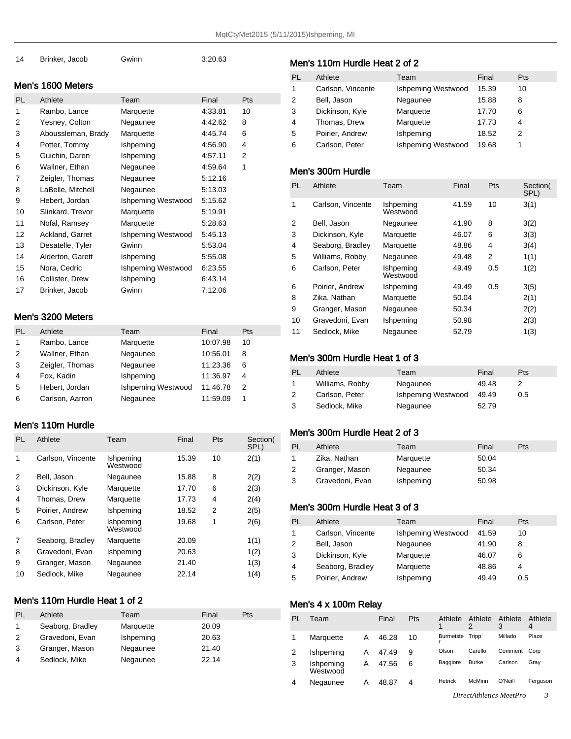| 14 | Brinker, Jacob | Gwinn | 3:20.63 | |
|---|---|---|---|---|

### Men's 1600 Meters

| PL | Athlete | Team | Final | Pts |
|---|---|---|---|---|
| 1 | Rambo, Lance | Marquette | 4:33.81 | 10 |
| 2 | Yesney, Colton | Negaunee | 4:42.62 | 8 |
| 3 | Aboussleman, Brady | Marquette | 4:45.74 | 6 |
| 4 | Potter, Tommy | Ishpeming | 4:56.90 | 4 |
| 5 | Guichin, Daren | Ishpeming | 4:57.11 | 2 |
| 6 | Wallner, Ethan | Negaunee | 4:59.64 | 1 |
| 7 | Zeigler, Thomas | Negaunee | 5:12.16 | |
| 8 | LaBelle, Mitchell | Negaunee | 5:13.03 | |
| 9 | Hebert, Jordan | Ishpeming Westwood | 5:15.62 | |
| 10 | Slinkard, Trevor | Marquette | 5:19.91 | |
| 11 | Nofal, Ramsey | Marquette | 5:28.63 | |
| 12 | Ackland, Garret | Ishpeming Westwood | 5:45.13 | |
| 13 | Desatelle, Tyler | Gwinn | 5:53.04 | |
| 14 | Alderton, Garett | Ishpeming | 5:55.08 | |
| 15 | Nora, Cedric | Ishpeming Westwood | 6:23.55 | |
| 16 | Collister, Drew | Ishpeming | 6:43.14 | |
| 17 | Brinker, Jacob | Gwinn | 7:12.06 | |

### Men's 3200 Meters

| PL | Athlete | Team | Final | Pts |
|---|---|---|---|---|
| 1 | Rambo, Lance | Marquette | 10:07.98 | 10 |
| 2 | Wallner, Ethan | Negaunee | 10:56.01 | 8 |
| 3 | Zeigler, Thomas | Negaunee | 11:23.36 | 6 |
| 4 | Fox, Kadin | Ishpeming | 11:36.97 | 4 |
| 5 | Hebert, Jordan | Ishpeming Westwood | 11:46.78 | 2 |
| 6 | Carlson, Aarron | Negaunee | 11:59.09 | 1 |

### Men's 110m Hurdle

| PL | Athlete | Team | Final | Pts | Section(SPL) |
|---|---|---|---|---|---|
| 1 | Carlson, Vincente | Ishpeming Westwood | 15.39 | 10 | 2(1) |
| 2 | Bell, Jason | Negaunee | 15.88 | 8 | 2(2) |
| 3 | Dickinson, Kyle | Marquette | 17.70 | 6 | 2(3) |
| 4 | Thomas, Drew | Marquette | 17.73 | 4 | 2(4) |
| 5 | Poirier, Andrew | Ishpeming | 18.52 | 2 | 2(5) |
| 6 | Carlson, Peter | Ishpeming Westwood | 19.68 | 1 | 2(6) |
| 7 | Seaborg, Bradley | Marquette | 20.09 | | 1(1) |
| 8 | Gravedoni, Evan | Ishpeming | 20.63 | | 1(2) |
| 9 | Granger, Mason | Negaunee | 21.40 | | 1(3) |
| 10 | Sedlock, Mike | Negaunee | 22.14 | | 1(4) |

### Men's 110m Hurdle Heat 1 of 2

| PL | Athlete | Team | Final | Pts |
|---|---|---|---|---|
| 1 | Seaborg, Bradley | Marquette | 20.09 | |
| 2 | Gravedoni, Evan | Ishpeming | 20.63 | |
| 3 | Granger, Mason | Negaunee | 21.40 | |
| 4 | Sedlock, Mike | Negaunee | 22.14 | |

### Men's 110m Hurdle Heat 2 of 2

| PL | Athlete | Team | Final | Pts |
|---|---|---|---|---|
| 1 | Carlson, Vincente | Ishpeming Westwood | 15.39 | 10 |
| 2 | Bell, Jason | Negaunee | 15.88 | 8 |
| 3 | Dickinson, Kyle | Marquette | 17.70 | 6 |
| 4 | Thomas, Drew | Marquette | 17.73 | 4 |
| 5 | Poirier, Andrew | Ishpeming | 18.52 | 2 |
| 6 | Carlson, Peter | Ishpeming Westwood | 19.68 | 1 |

### Men's 300m Hurdle

| PL | Athlete | Team | Final | Pts | Section(SPL) |
|---|---|---|---|---|---|
| 1 | Carlson, Vincente | Ishpeming Westwood | 41.59 | 10 | 3(1) |
| 2 | Bell, Jason | Negaunee | 41.90 | 8 | 3(2) |
| 3 | Dickinson, Kyle | Marquette | 46.07 | 6 | 3(3) |
| 4 | Seaborg, Bradley | Marquette | 48.86 | 4 | 3(4) |
| 5 | Williams, Robby | Negaunee | 49.48 | 2 | 1(1) |
| 6 | Carlson, Peter | Ishpeming Westwood | 49.49 | 0.5 | 1(2) |
| 6 | Poirier, Andrew | Ishpeming | 49.49 | 0.5 | 3(5) |
| 8 | Zika, Nathan | Marquette | 50.04 | | 2(1) |
| 9 | Granger, Mason | Negaunee | 50.34 | | 2(2) |
| 10 | Gravedoni, Evan | Ishpeming | 50.98 | | 2(3) |
| 11 | Sedlock, Mike | Negaunee | 52.79 | | 1(3) |

### Men's 300m Hurdle Heat 1 of 3

| PL | Athlete | Team | Final | Pts |
|---|---|---|---|---|
| 1 | Williams, Robby | Negaunee | 49.48 | 2 |
| 2 | Carlson, Peter | Ishpeming Westwood | 49.49 | 0.5 |
| 3 | Sedlock, Mike | Negaunee | 52.79 | |

### Men's 300m Hurdle Heat 2 of 3

| PL | Athlete | Team | Final | Pts |
|---|---|---|---|---|
| 1 | Zika, Nathan | Marquette | 50.04 | |
| 2 | Granger, Mason | Negaunee | 50.34 | |
| 3 | Gravedoni, Evan | Ishpeming | 50.98 | |

### Men's 300m Hurdle Heat 3 of 3

| PL | Athlete | Team | Final | Pts |
|---|---|---|---|---|
| 1 | Carlson, Vincente | Ishpeming Westwood | 41.59 | 10 |
| 2 | Bell, Jason | Negaunee | 41.90 | 8 |
| 3 | Dickinson, Kyle | Marquette | 46.07 | 6 |
| 4 | Seaborg, Bradley | Marquette | 48.86 | 4 |
| 5 | Poirier, Andrew | Ishpeming | 49.49 | 0.5 |

### Men's 4 x 100m Relay

| PL | Team | | Final | Pts | Athlete 1 | Athlete 2 | Athlete 3 | Athlete 4 |
|---|---|---|---|---|---|---|---|---|
| 1 | Marquette | A | 46.28 | 10 | Burmeister | Tripp | Millado | Place |
| 2 | Ishpeming | A | 47.49 | 9 | Olson | Carello | Comment | Corp |
| 3 | Ishpeming Westwood | A | 47.56 | 6 | Baggiore | Burke | Carlson | Gray |
| 4 | Negaunee | A | 48.87 | 4 | Hetrick | McMinn | O'Neill | Ferguson |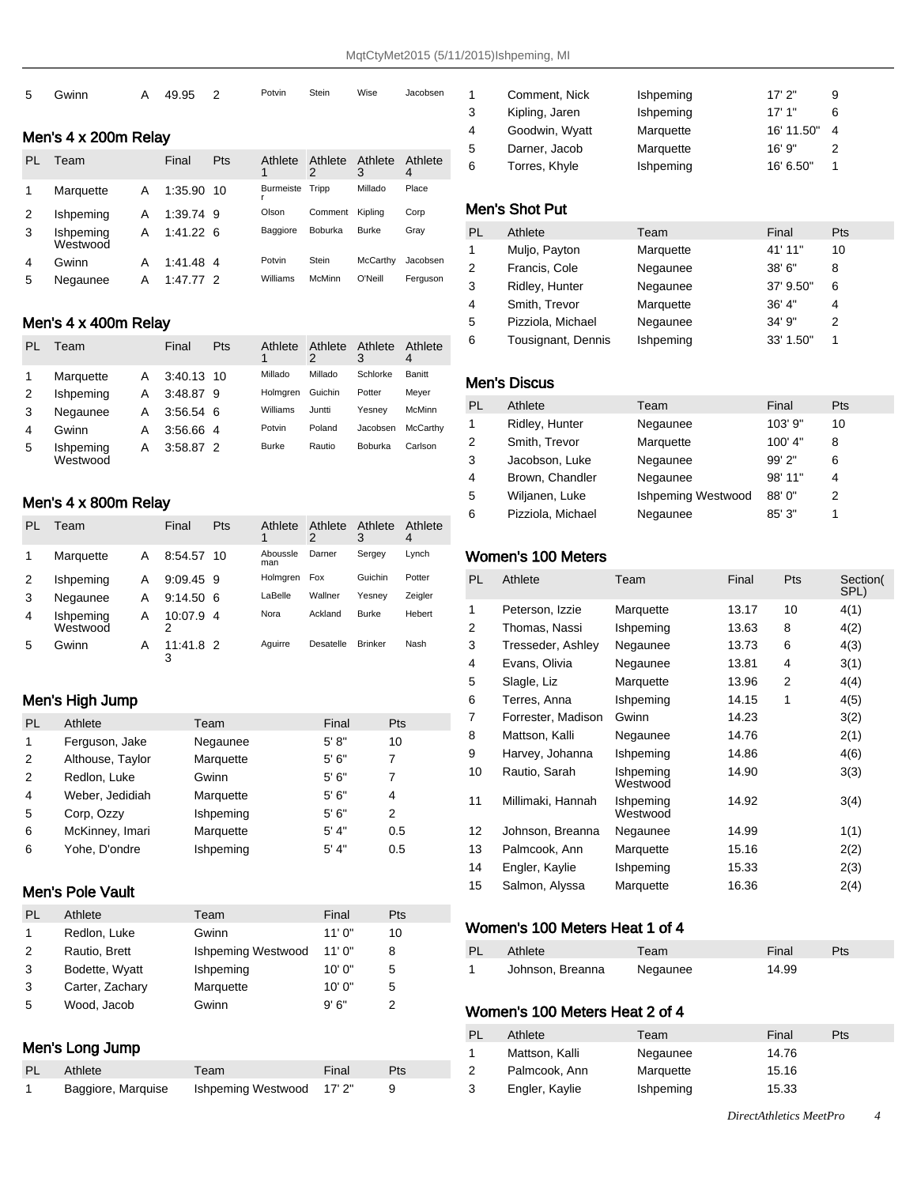| 5 | Gwinn | A | 49.95 | 2 | Potvin | Stein | Wise | Jacobsen |
|---|---|---|---|---|---|---|---|---|

## Men's 4 x 200m Relay

| PL | Team | | Final | Pts | Athlete 1 | Athlete 2 | Athlete 3 | Athlete 4 |
|---|---|---|---|---|---|---|---|---|
| 1 | Marquette | A | 1:35.90 | 10 | Burmeister | Tripp | Millado | Place |
| 2 | Ishpeming | A | 1:39.74 | 9 | Olson | Comment | Kipling | Corp |
| 3 | Ishpeming Westwood | A | 1:41.22 | 6 | Baggiore | Boburka | Burke | Gray |
| 4 | Gwinn | A | 1:41.48 | 4 | Potvin | Stein | McCarthy | Jacobsen |
| 5 | Negaunee | A | 1:47.77 | 2 | Williams | McMinn | O'Neill | Ferguson |

## Men's 4 x 400m Relay

| PL | Team | | Final | Pts | Athlete 1 | Athlete 2 | Athlete 3 | Athlete 4 |
|---|---|---|---|---|---|---|---|---|
| 1 | Marquette | A | 3:40.13 | 10 | Millado | Millado | Schlorke | Banitt |
| 2 | Ishpeming | A | 3:48.87 | 9 | Holmgren | Guichin | Potter | Meyer |
| 3 | Negaunee | A | 3:56.54 | 6 | Williams | Juntti | Yesney | McMinn |
| 4 | Gwinn | A | 3:56.66 | 4 | Potvin | Poland | Jacobsen | McCarthy |
| 5 | Ishpeming Westwood | A | 3:58.87 | 2 | Burke | Rautio | Boburka | Carlson |

## Men's 4 x 800m Relay

| PL | Team | | Final | Pts | Athlete 1 | Athlete 2 | Athlete 3 | Athlete 4 |
|---|---|---|---|---|---|---|---|---|
| 1 | Marquette | A | 8:54.57 | 10 | Aboussleman | Darner | Sergey | Lynch |
| 2 | Ishpeming | A | 9:09.45 | 9 | Holmgren | Fox | Guichin | Potter |
| 3 | Negaunee | A | 9:14.50 | 6 | LaBelle | Wallner | Yesney | Zeigler |
| 4 | Ishpeming Westwood | A | 10:07.92 | 4 | Nora | Ackland | Burke | Hebert |
| 5 | Gwinn | A | 11:41.83 | 2 | Aguirre | Desatelle | Brinker | Nash |

## Men's High Jump

| PL | Athlete | Team | Final | Pts |
|---|---|---|---|---|
| 1 | Ferguson, Jake | Negaunee | 5' 8" | 10 |
| 2 | Althouse, Taylor | Marquette | 5' 6" | 7 |
| 2 | Redlon, Luke | Gwinn | 5' 6" | 7 |
| 4 | Weber, Jedidiah | Marquette | 5' 6" | 4 |
| 5 | Corp, Ozzy | Ishpeming | 5' 6" | 2 |
| 6 | McKinney, Imari | Marquette | 5' 4" | 0.5 |
| 6 | Yohe, D'ondre | Ishpeming | 5' 4" | 0.5 |

## Men's Pole Vault

| PL | Athlete | Team | Final | Pts |
|---|---|---|---|---|
| 1 | Redlon, Luke | Gwinn | 11' 0" | 10 |
| 2 | Rautio, Brett | Ishpeming Westwood | 11' 0" | 8 |
| 3 | Bodette, Wyatt | Ishpeming | 10' 0" | 5 |
| 3 | Carter, Zachary | Marquette | 10' 0" | 5 |
| 5 | Wood, Jacob | Gwinn | 9' 6" | 2 |

## Men's Long Jump

| PL | Athlete | Team | Final | Pts |
|---|---|---|---|---|
| 1 | Baggiore, Marquise | Ishpeming Westwood | 17' 2" | 9 |
| 1 | Comment, Nick | Ishpeming | 17' 2" | 9 |
| 3 | Kipling, Jaren | Ishpeming | 17' 1" | 6 |
| 4 | Goodwin, Wyatt | Marquette | 16' 11.50" | 4 |
| 5 | Darner, Jacob | Marquette | 16' 9" | 2 |
| 6 | Torres, Khyle | Ishpeming | 16' 6.50" | 1 |

## Men's Shot Put

| PL | Athlete | Team | Final | Pts |
|---|---|---|---|---|
| 1 | Muljo, Payton | Marquette | 41' 11" | 10 |
| 2 | Francis, Cole | Negaunee | 38' 6" | 8 |
| 3 | Ridley, Hunter | Negaunee | 37' 9.50" | 6 |
| 4 | Smith, Trevor | Marquette | 36' 4" | 4 |
| 5 | Pizziola, Michael | Negaunee | 34' 9" | 2 |
| 6 | Tousignant, Dennis | Ishpeming | 33' 1.50" | 1 |

## Men's Discus

| PL | Athlete | Team | Final | Pts |
|---|---|---|---|---|
| 1 | Ridley, Hunter | Negaunee | 103' 9" | 10 |
| 2 | Smith, Trevor | Marquette | 100' 4" | 8 |
| 3 | Jacobson, Luke | Negaunee | 99' 2" | 6 |
| 4 | Brown, Chandler | Negaunee | 98' 11" | 4 |
| 5 | Wiljanen, Luke | Ishpeming Westwood | 88' 0" | 2 |
| 6 | Pizziola, Michael | Negaunee | 85' 3" | 1 |

## Women's 100 Meters

| PL | Athlete | Team | Final | Pts | Section(SPL) |
|---|---|---|---|---|---|
| 1 | Peterson, Izzie | Marquette | 13.17 | 10 | 4(1) |
| 2 | Thomas, Nassi | Ishpeming | 13.63 | 8 | 4(2) |
| 3 | Tresseder, Ashley | Negaunee | 13.73 | 6 | 4(3) |
| 4 | Evans, Olivia | Negaunee | 13.81 | 4 | 3(1) |
| 5 | Slagle, Liz | Marquette | 13.96 | 2 | 4(4) |
| 6 | Terres, Anna | Ishpeming | 14.15 | 1 | 4(5) |
| 7 | Forrester, Madison | Gwinn | 14.23 | | 3(2) |
| 8 | Mattson, Kalli | Negaunee | 14.76 | | 2(1) |
| 9 | Harvey, Johanna | Ishpeming | 14.86 | | 4(6) |
| 10 | Rautio, Sarah | Ishpeming Westwood | 14.90 | | 3(3) |
| 11 | Millimaki, Hannah | Ishpeming Westwood | 14.92 | | 3(4) |
| 12 | Johnson, Breanna | Negaunee | 14.99 | | 1(1) |
| 13 | Palmcook, Ann | Marquette | 15.16 | | 2(2) |
| 14 | Engler, Kaylie | Ishpeming | 15.33 | | 2(3) |
| 15 | Salmon, Alyssa | Marquette | 16.36 | | 2(4) |

## Women's 100 Meters Heat 1 of 4

| PL | Athlete | Team | Final | Pts |
|---|---|---|---|---|
| 1 | Johnson, Breanna | Negaunee | 14.99 | |

## Women's 100 Meters Heat 2 of 4

| PL | Athlete | Team | Final | Pts |
|---|---|---|---|---|
| 1 | Mattson, Kalli | Negaunee | 14.76 | |
| 2 | Palmcook, Ann | Marquette | 15.16 | |
| 3 | Engler, Kaylie | Ishpeming | 15.33 | |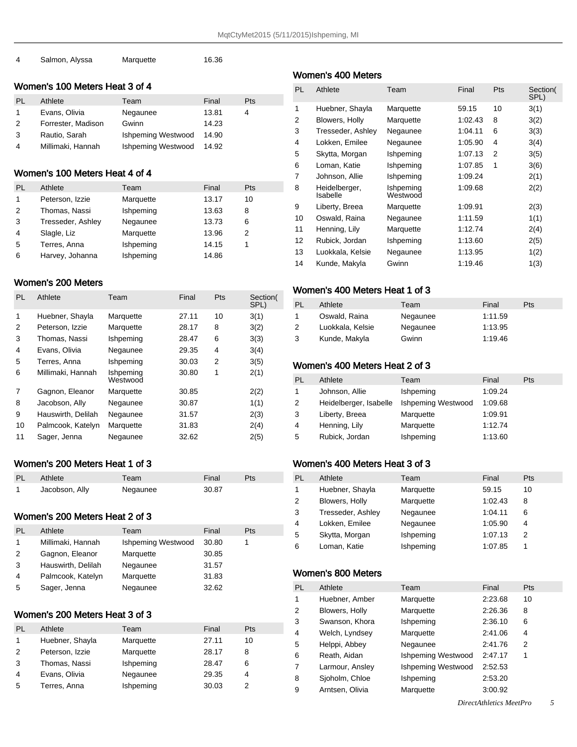| 4 | Salmon, Alyssa | Marquette | 16.36 | |
|---|---|---|---|---|

## Women's 100 Meters Heat 3 of 4

| PL | Athlete | Team | Final | Pts |
|---|---|---|---|---|
| 1 | Evans, Olivia | Negaunee | 13.81 | 4 |
| 2 | Forrester, Madison | Gwinn | 14.23 | |
| 3 | Rautio, Sarah | Ishpeming Westwood | 14.90 | |
| 4 | Millimaki, Hannah | Ishpeming Westwood | 14.92 | |

## Women's 100 Meters Heat 4 of 4

| PL | Athlete | Team | Final | Pts |
|---|---|---|---|---|
| 1 | Peterson, Izzie | Marquette | 13.17 | 10 |
| 2 | Thomas, Nassi | Ishpeming | 13.63 | 8 |
| 3 | Tresseder, Ashley | Negaunee | 13.73 | 6 |
| 4 | Slagle, Liz | Marquette | 13.96 | 2 |
| 5 | Terres, Anna | Ishpeming | 14.15 | 1 |
| 6 | Harvey, Johanna | Ishpeming | 14.86 | |

## Women's 200 Meters

| PL | Athlete | Team | Final | Pts | Section(SPL) |
|---|---|---|---|---|---|
| 1 | Huebner, Shayla | Marquette | 27.11 | 10 | 3(1) |
| 2 | Peterson, Izzie | Marquette | 28.17 | 8 | 3(2) |
| 3 | Thomas, Nassi | Ishpeming | 28.47 | 6 | 3(3) |
| 4 | Evans, Olivia | Negaunee | 29.35 | 4 | 3(4) |
| 5 | Terres, Anna | Ishpeming | 30.03 | 2 | 3(5) |
| 6 | Millimaki, Hannah | Ishpeming Westwood | 30.80 | 1 | 2(1) |
| 7 | Gagnon, Eleanor | Marquette | 30.85 | | 2(2) |
| 8 | Jacobson, Ally | Negaunee | 30.87 | | 1(1) |
| 9 | Hauswirth, Delilah | Negaunee | 31.57 | | 2(3) |
| 10 | Palmcook, Katelyn | Marquette | 31.83 | | 2(4) |
| 11 | Sager, Jenna | Negaunee | 32.62 | | 2(5) |

## Women's 200 Meters Heat 1 of 3

| PL | Athlete | Team | Final | Pts |
|---|---|---|---|---|
| 1 | Jacobson, Ally | Negaunee | 30.87 | |

## Women's 200 Meters Heat 2 of 3

| PL | Athlete | Team | Final | Pts |
|---|---|---|---|---|
| 1 | Millimaki, Hannah | Ishpeming Westwood | 30.80 | 1 |
| 2 | Gagnon, Eleanor | Marquette | 30.85 | |
| 3 | Hauswirth, Delilah | Negaunee | 31.57 | |
| 4 | Palmcook, Katelyn | Marquette | 31.83 | |
| 5 | Sager, Jenna | Negaunee | 32.62 | |

## Women's 200 Meters Heat 3 of 3

| PL | Athlete | Team | Final | Pts |
|---|---|---|---|---|
| 1 | Huebner, Shayla | Marquette | 27.11 | 10 |
| 2 | Peterson, Izzie | Marquette | 28.17 | 8 |
| 3 | Thomas, Nassi | Ishpeming | 28.47 | 6 |
| 4 | Evans, Olivia | Negaunee | 29.35 | 4 |
| 5 | Terres, Anna | Ishpeming | 30.03 | 2 |

## Women's 400 Meters

| PL | Athlete | Team | Final | Pts | Section(SPL) |
|---|---|---|---|---|---|
| 1 | Huebner, Shayla | Marquette | 59.15 | 10 | 3(1) |
| 2 | Blowers, Holly | Marquette | 1:02.43 | 8 | 3(2) |
| 3 | Tresseder, Ashley | Negaunee | 1:04.11 | 6 | 3(3) |
| 4 | Lokken, Emilee | Negaunee | 1:05.90 | 4 | 3(4) |
| 5 | Skytta, Morgan | Ishpeming | 1:07.13 | 2 | 3(5) |
| 6 | Loman, Katie | Ishpeming | 1:07.85 | 1 | 3(6) |
| 7 | Johnson, Allie | Ishpeming | 1:09.24 | | 2(1) |
| 8 | Heidelberger, Isabelle | Ishpeming Westwood | 1:09.68 | | 2(2) |
| 9 | Liberty, Breea | Marquette | 1:09.91 | | 2(3) |
| 10 | Oswald, Raina | Negaunee | 1:11.59 | | 1(1) |
| 11 | Henning, Lily | Marquette | 1:12.74 | | 2(4) |
| 12 | Rubick, Jordan | Ishpeming | 1:13.60 | | 2(5) |
| 13 | Luokkala, Kelsie | Negaunee | 1:13.95 | | 1(2) |
| 14 | Kunde, Makyla | Gwinn | 1:19.46 | | 1(3) |

## Women's 400 Meters Heat 1 of 3

| PL | Athlete | Team | Final | Pts |
|---|---|---|---|---|
| 1 | Oswald, Raina | Negaunee | 1:11.59 | |
| 2 | Luokkala, Kelsie | Negaunee | 1:13.95 | |
| 3 | Kunde, Makyla | Gwinn | 1:19.46 | |

## Women's 400 Meters Heat 2 of 3

| PL | Athlete | Team | Final | Pts |
|---|---|---|---|---|
| 1 | Johnson, Allie | Ishpeming | 1:09.24 | |
| 2 | Heidelberger, Isabelle | Ishpeming Westwood | 1:09.68 | |
| 3 | Liberty, Breea | Marquette | 1:09.91 | |
| 4 | Henning, Lily | Marquette | 1:12.74 | |
| 5 | Rubick, Jordan | Ishpeming | 1:13.60 | |

## Women's 400 Meters Heat 3 of 3

| PL | Athlete | Team | Final | Pts |
|---|---|---|---|---|
| 1 | Huebner, Shayla | Marquette | 59.15 | 10 |
| 2 | Blowers, Holly | Marquette | 1:02.43 | 8 |
| 3 | Tresseder, Ashley | Negaunee | 1:04.11 | 6 |
| 4 | Lokken, Emilee | Negaunee | 1:05.90 | 4 |
| 5 | Skytta, Morgan | Ishpeming | 1:07.13 | 2 |
| 6 | Loman, Katie | Ishpeming | 1:07.85 | 1 |

## Women's 800 Meters

| PL | Athlete | Team | Final | Pts |
|---|---|---|---|---|
| 1 | Huebner, Amber | Marquette | 2:23.68 | 10 |
| 2 | Blowers, Holly | Marquette | 2:26.36 | 8 |
| 3 | Swanson, Khora | Ishpeming | 2:36.10 | 6 |
| 4 | Welch, Lyndsey | Marquette | 2:41.06 | 4 |
| 5 | Helppi, Abbey | Negaunee | 2:41.76 | 2 |
| 6 | Reath, Aidan | Ishpeming Westwood | 2:47.17 | 1 |
| 7 | Larmour, Ansley | Ishpeming Westwood | 2:52.53 | |
| 8 | Sjoholm, Chloe | Ishpeming | 2:53.20 | |
| 9 | Arntsen, Olivia | Marquette | 3:00.92 | |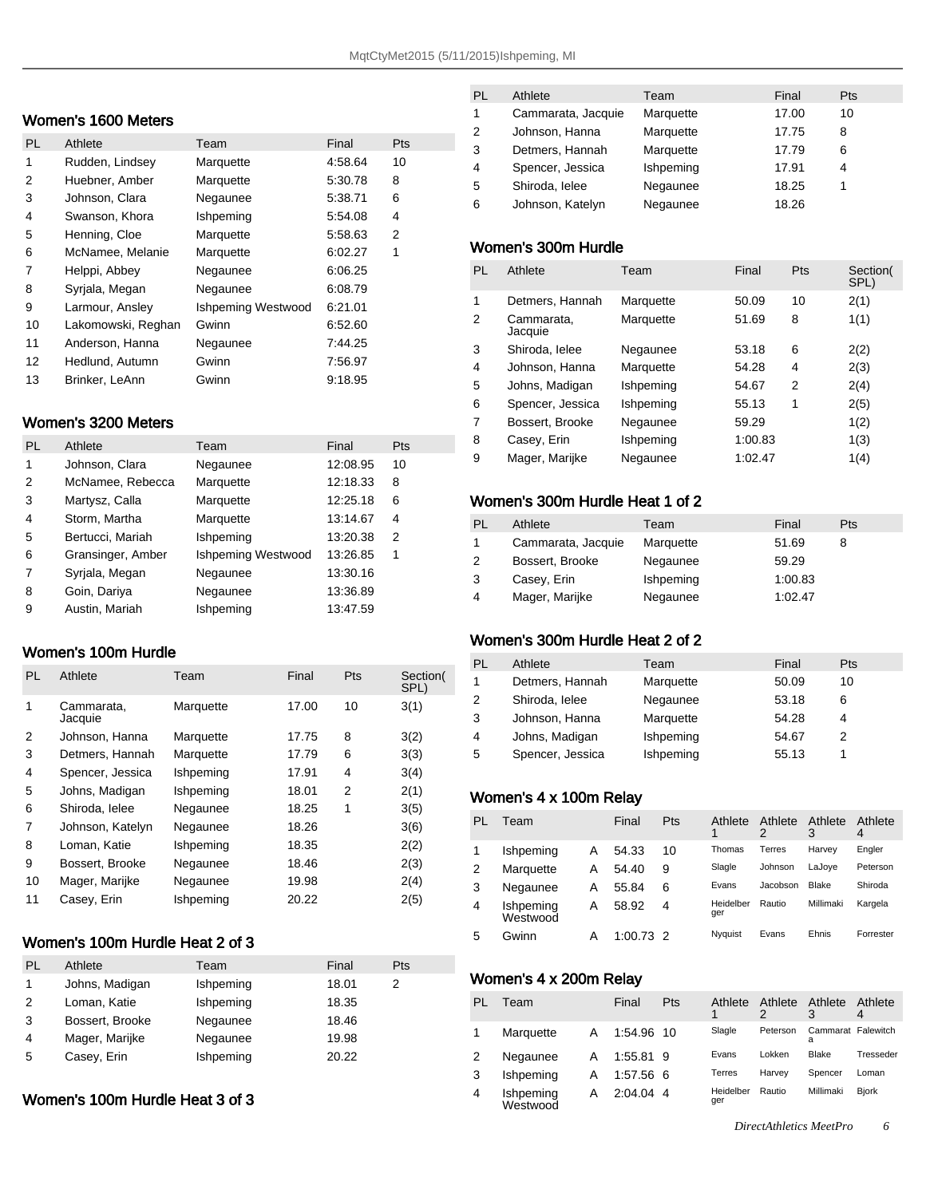## Women's 1600 Meters

| PL | Athlete | Team | Final | Pts |
|---|---|---|---|---|
| 1 | Rudden, Lindsey | Marquette | 4:58.64 | 10 |
| 2 | Huebner, Amber | Marquette | 5:30.78 | 8 |
| 3 | Johnson, Clara | Negaunee | 5:38.71 | 6 |
| 4 | Swanson, Khora | Ishpeming | 5:54.08 | 4 |
| 5 | Henning, Cloe | Marquette | 5:58.63 | 2 |
| 6 | McNamee, Melanie | Marquette | 6:02.27 | 1 |
| 7 | Helppi, Abbey | Negaunee | 6:06.25 | |
| 8 | Syrjala, Megan | Negaunee | 6:08.79 | |
| 9 | Larmour, Ansley | Ishpeming Westwood | 6:21.01 | |
| 10 | Lakomowski, Reghan | Gwinn | 6:52.60 | |
| 11 | Anderson, Hanna | Negaunee | 7:44.25 | |
| 12 | Hedlund, Autumn | Gwinn | 7:56.97 | |
| 13 | Brinker, LeAnn | Gwinn | 9:18.95 | |

## Women's 3200 Meters

| PL | Athlete | Team | Final | Pts |
|---|---|---|---|---|
| 1 | Johnson, Clara | Negaunee | 12:08.95 | 10 |
| 2 | McNamee, Rebecca | Marquette | 12:18.33 | 8 |
| 3 | Martysz, Calla | Marquette | 12:25.18 | 6 |
| 4 | Storm, Martha | Marquette | 13:14.67 | 4 |
| 5 | Bertucci, Mariah | Ishpeming | 13:20.38 | 2 |
| 6 | Gransinger, Amber | Ishpeming Westwood | 13:26.85 | 1 |
| 7 | Syrjala, Megan | Negaunee | 13:30.16 | |
| 8 | Goin, Dariya | Negaunee | 13:36.89 | |
| 9 | Austin, Mariah | Ishpeming | 13:47.59 | |

## Women's 100m Hurdle

| PL | Athlete | Team | Final | Pts | Section( SPL) |
|---|---|---|---|---|---|
| 1 | Cammarata, Jacquie | Marquette | 17.00 | 10 | 3(1) |
| 2 | Johnson, Hanna | Marquette | 17.75 | 8 | 3(2) |
| 3 | Detmers, Hannah | Marquette | 17.79 | 6 | 3(3) |
| 4 | Spencer, Jessica | Ishpeming | 17.91 | 4 | 3(4) |
| 5 | Johns, Madigan | Ishpeming | 18.01 | 2 | 2(1) |
| 6 | Shiroda, Ielee | Negaunee | 18.25 | 1 | 3(5) |
| 7 | Johnson, Katelyn | Negaunee | 18.26 | | 3(6) |
| 8 | Loman, Katie | Ishpeming | 18.35 | | 2(2) |
| 9 | Bossert, Brooke | Negaunee | 18.46 | | 2(3) |
| 10 | Mager, Marijke | Negaunee | 19.98 | | 2(4) |
| 11 | Casey, Erin | Ishpeming | 20.22 | | 2(5) |

## Women's 100m Hurdle Heat 2 of 3

| PL | Athlete | Team | Final | Pts |
|---|---|---|---|---|
| 1 | Johns, Madigan | Ishpeming | 18.01 | 2 |
| 2 | Loman, Katie | Ishpeming | 18.35 | |
| 3 | Bossert, Brooke | Negaunee | 18.46 | |
| 4 | Mager, Marijke | Negaunee | 19.98 | |
| 5 | Casey, Erin | Ishpeming | 20.22 | |

## Women's 100m Hurdle Heat 3 of 3

| PL | Athlete | Team | Final | Pts |
|---|---|---|---|---|
| 1 | Cammarata, Jacquie | Marquette | 17.00 | 10 |
| 2 | Johnson, Hanna | Marquette | 17.75 | 8 |
| 3 | Detmers, Hannah | Marquette | 17.79 | 6 |
| 4 | Spencer, Jessica | Ishpeming | 17.91 | 4 |
| 5 | Shiroda, Ielee | Negaunee | 18.25 | 1 |
| 6 | Johnson, Katelyn | Negaunee | 18.26 | |

## Women's 300m Hurdle

| PL | Athlete | Team | Final | Pts | Section( SPL) |
|---|---|---|---|---|---|
| 1 | Detmers, Hannah | Marquette | 50.09 | 10 | 2(1) |
| 2 | Cammarata, Jacquie | Marquette | 51.69 | 8 | 1(1) |
| 3 | Shiroda, Ielee | Negaunee | 53.18 | 6 | 2(2) |
| 4 | Johnson, Hanna | Marquette | 54.28 | 4 | 2(3) |
| 5 | Johns, Madigan | Ishpeming | 54.67 | 2 | 2(4) |
| 6 | Spencer, Jessica | Ishpeming | 55.13 | 1 | 2(5) |
| 7 | Bossert, Brooke | Negaunee | 59.29 | | 1(2) |
| 8 | Casey, Erin | Ishpeming | 1:00.83 | | 1(3) |
| 9 | Mager, Marijke | Negaunee | 1:02.47 | | 1(4) |

## Women's 300m Hurdle Heat 1 of 2

| PL | Athlete | Team | Final | Pts |
|---|---|---|---|---|
| 1 | Cammarata, Jacquie | Marquette | 51.69 | 8 |
| 2 | Bossert, Brooke | Negaunee | 59.29 | |
| 3 | Casey, Erin | Ishpeming | 1:00.83 | |
| 4 | Mager, Marijke | Negaunee | 1:02.47 | |

## Women's 300m Hurdle Heat 2 of 2

| PL | Athlete | Team | Final | Pts |
|---|---|---|---|---|
| 1 | Detmers, Hannah | Marquette | 50.09 | 10 |
| 2 | Shiroda, Ielee | Negaunee | 53.18 | 6 |
| 3 | Johnson, Hanna | Marquette | 54.28 | 4 |
| 4 | Johns, Madigan | Ishpeming | 54.67 | 2 |
| 5 | Spencer, Jessica | Ishpeming | 55.13 | 1 |

## Women's 4 x 100m Relay

| PL | Team | | Final | Pts | Athlete 1 | Athlete 2 | Athlete 3 | Athlete 4 |
|---|---|---|---|---|---|---|---|---|
| 1 | Ishpeming | A | 54.33 | 10 | Thomas | Terres | Harvey | Engler |
| 2 | Marquette | A | 54.40 | 9 | Slagle | Johnson | LaJoye | Peterson |
| 3 | Negaunee | A | 55.84 | 6 | Evans | Jacobson | Blake | Shiroda |
| 4 | Ishpeming Westwood | A | 58.92 | 4 | Heidelberger | Rautio | Millimaki | Kargela |
| 5 | Gwinn | A | 1:00.73 | 2 | Nyquist | Evans | Ehnis | Forrester |

## Women's 4 x 200m Relay

| PL | Team | | Final | Pts | Athlete 1 | Athlete 2 | Athlete 3 | Athlete 4 |
|---|---|---|---|---|---|---|---|---|
| 1 | Marquette | A | 1:54.96 | 10 | Slagle | Peterson | Cammarata | Falewitch |
| 2 | Negaunee | A | 1:55.81 | 9 | Evans | Lokken | Blake | Tresseder |
| 3 | Ishpeming | A | 1:57.56 | 6 | Terres | Harvey | Spencer | Loman |
| 4 | Ishpeming Westwood | A | 2:04.04 | 4 | Heidelberger | Rautio | Millimaki | Bjork |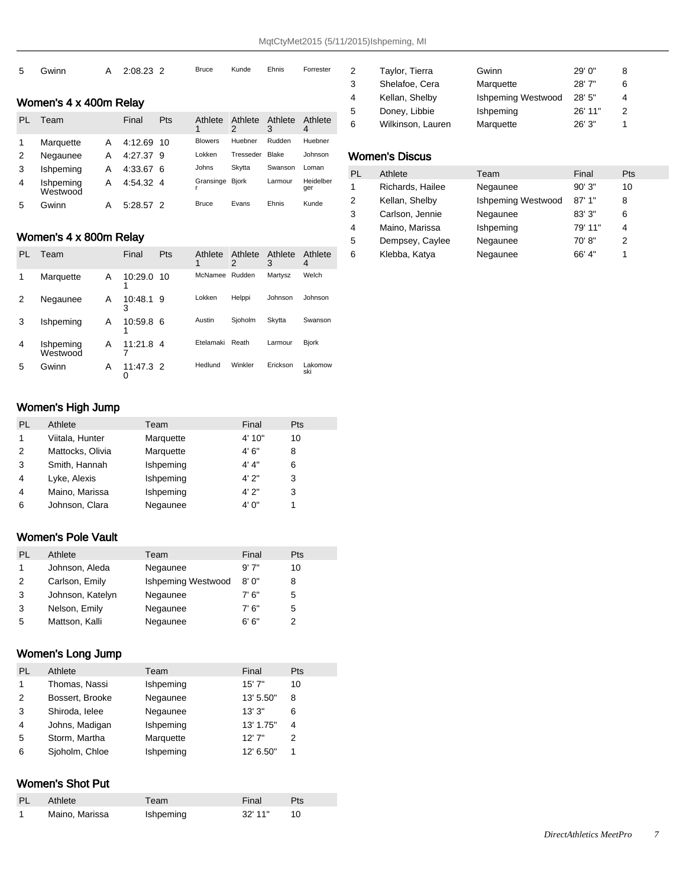| | | | | | | | | |
|---|---|---|---|---|---|---|---|---|
| 5 | Gwinn | A | 2:08.23 | 2 | Bruce | Kunde | Ehnis | Forrester |

## Women's 4 x 400m Relay

| PL | Team | | Final | Pts | Athlete 1 | Athlete 2 | Athlete 3 | Athlete 4 |
|---|---|---|---|---|---|---|---|---|
| 1 | Marquette | A | 4:12.69 | 10 | Blowers | Huebner | Rudden | Huebner |
| 2 | Negaunee | A | 4:27.37 | 9 | Lokken | Tresseder | Blake | Johnson |
| 3 | Ishpeming | A | 4:33.67 | 6 | Johns | Skytta | Swanson | Loman |
| 4 | Ishpeming Westwood | A | 4:54.32 | 4 | Gransinger | Bjork | Larmour | Heidelberger |
| 5 | Gwinn | A | 5:28.57 | 2 | Bruce | Evans | Ehnis | Kunde |

## Women's 4 x 800m Relay

| PL | Team | | Final | Pts | Athlete 1 | Athlete 2 | Athlete 3 | Athlete 4 |
|---|---|---|---|---|---|---|---|---|
| 1 | Marquette | A | 10:29.01 | 10 | McNamee | Rudden | Martysz | Welch |
| 2 | Negaunee | A | 10:48.13 | 9 | Lokken | Helppi | Johnson | Johnson |
| 3 | Ishpeming | A | 10:59.81 | 6 | Austin | Sjoholm | Skytta | Swanson |
| 4 | Ishpeming Westwood | A | 11:21.87 | 4 | Etelamaki | Reath | Larmour | Bjork |
| 5 | Gwinn | A | 11:47.30 | 2 | Hedlund | Winkler | Erickson | Lakomowski |

## Women's High Jump

| PL | Athlete | Team | Final | Pts |
|---|---|---|---|---|
| 1 | Viitala, Hunter | Marquette | 4' 10" | 10 |
| 2 | Mattocks, Olivia | Marquette | 4' 6" | 8 |
| 3 | Smith, Hannah | Ishpeming | 4' 4" | 6 |
| 4 | Lyke, Alexis | Ishpeming | 4' 2" | 3 |
| 4 | Maino, Marissa | Ishpeming | 4' 2" | 3 |
| 6 | Johnson, Clara | Negaunee | 4' 0" | 1 |

## Women's Pole Vault

| PL | Athlete | Team | Final | Pts |
|---|---|---|---|---|
| 1 | Johnson, Aleda | Negaunee | 9' 7" | 10 |
| 2 | Carlson, Emily | Ishpeming Westwood | 8' 0" | 8 |
| 3 | Johnson, Katelyn | Negaunee | 7' 6" | 5 |
| 3 | Nelson, Emily | Negaunee | 7' 6" | 5 |
| 5 | Mattson, Kalli | Negaunee | 6' 6" | 2 |

## Women's Long Jump

| PL | Athlete | Team | Final | Pts |
|---|---|---|---|---|
| 1 | Thomas, Nassi | Ishpeming | 15' 7" | 10 |
| 2 | Bossert, Brooke | Negaunee | 13' 5.50" | 8 |
| 3 | Shiroda, Ielee | Negaunee | 13' 3" | 6 |
| 4 | Johns, Madigan | Ishpeming | 13' 1.75" | 4 |
| 5 | Storm, Martha | Marquette | 12' 7" | 2 |
| 6 | Sjoholm, Chloe | Ishpeming | 12' 6.50" | 1 |

## Women's Shot Put

| PL | Athlete | Team | Final | Pts |
|---|---|---|---|---|
| 1 | Maino, Marissa | Ishpeming | 32' 11" | 10 |
| 2 | Taylor, Tierra | Gwinn | 29' 0" | 8 |
| 3 | Shelafoe, Cera | Marquette | 28' 7" | 6 |
| 4 | Kellan, Shelby | Ishpeming Westwood | 28' 5" | 4 |
| 5 | Doney, Libbie | Ishpeming | 26' 11" | 2 |
| 6 | Wilkinson, Lauren | Marquette | 26' 3" | 1 |

## Women's Discus

| PL | Athlete | Team | Final | Pts |
|---|---|---|---|---|
| 1 | Richards, Hailee | Negaunee | 90' 3" | 10 |
| 2 | Kellan, Shelby | Ishpeming Westwood | 87' 1" | 8 |
| 3 | Carlson, Jennie | Negaunee | 83' 3" | 6 |
| 4 | Maino, Marissa | Ishpeming | 79' 11" | 4 |
| 5 | Dempsey, Caylee | Negaunee | 70' 8" | 2 |
| 6 | Klebba, Katya | Negaunee | 66' 4" | 1 |